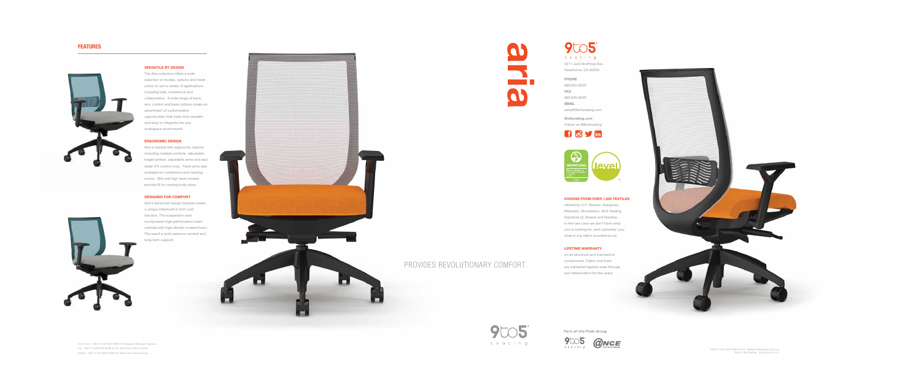## FEATURES

### VERSATILE BY DESIGN

The Aria collection offers a wide selection of models, options and mesh colors to suit a variety of applications including task, conference and collaborative. A wide range of back, arm, control and base options create an assortment of customization opportunities that make Aria versatile and easy to integrate into any workspace environment.

### ERGONOMIC DESIGN

Aria is loaded with ergonomic options including multiple controls, adjustable height lumbar, adjustable arms and seat slider (Y4 control only). Fixed arms also available for conference and meeting rooms. Mid and high back models provide fit for varying body sizes.

### DESIGNED FOR COMFORT

Aria's advanced design features create a unique statement in form and function. The suspension seat incorporates high performance mesh overlaid with high-density molded foam. The result is both extreme comfort and long-term support.

Front Cover: 1460-Y2-A8R-BD2-M08-CX: Maharam Messenger Sabayon
Top: 1400-Y2-A8R-BD6-M446-CX-GF: Momentum Ethos Cerulean
Bottom: 1400-Y2-A8R-BD6-M446-CX: Momentum Ethos Cerulean

PROVIDES REVOLUTIONARY COMFORT.

# aria

9to5 seating

3211 Jack Northrop Ave.
Hawthorne, CA 90250

**PHONE**
888.925.SEAT

**FAX**
866.925.SEAT

**EMAIL**
sales@9to5seating.com

**9to5seating.com**
Follow us @9to5seating

### CHOOSE FROM OVER 1,000 TEXTILES

offered by C.F. Stinson, Designtex, Maharam, Momentum, 9to5 Seating Signature (r), Brezza and Nautilus. In the rare case we don't have what you're looking for, we'll upholster your chair in any fabric provided to us!

### LIFETIME WARRANTY

on all structural and mechanical components. Fabric and foam are warranted against wear through and deterioration for five years.

Part of the Flokk Group

1460-Y4-A8R-BD2-M08F-CX-LB: Maharam Messenger Sabayon
©2021 9to5 Seating · 9to5Seating v.0.1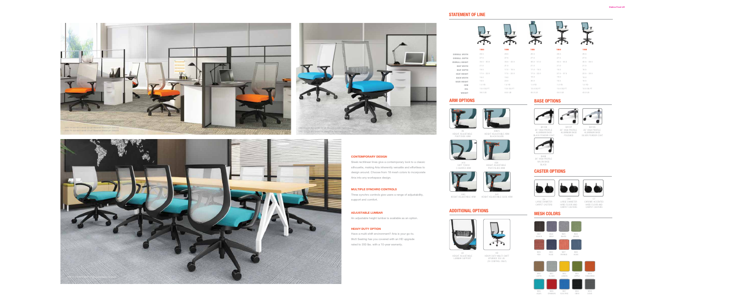## STATEMENT OF LINE

| | 1864 | 1865 | 1866 | 1868 | 1869 |
|---|---|---|---|---|---|
| OVERALL WIDTH | 26.5 | 26.5 | 26.5 | 26.5 | 26.5 |
| OVERALL DEPTH | 27.5 | 27.5 | 27.5 | 27.5 | 27.5 |
| OVERALL HEIGHT | 39.5 - 43.5 | 39.5 - 43.5 | 46.5 - 51.5 | 39.5 - 43.5 | 42.5 - 46.5 |
| SEAT WIDTH | 21.5 | 21.5 | 21.5 | 21.5 | 21.5 |
| SEAT DEPTH | 19.5 | 17.5 - 19.5 | 17.5 - 19.5 | 19.5 | 19.5 |
| SEAT HEIGHT | 17.5 - 22.5 | 17.5 - 22.5 | 17.5 - 22.5 | 17.5 - 22.5 | 22.5 - 28.5 |
| BACK WIDTH | 19.5 | 19.5 | 19.5 | 19.5 | 19.5 |
| BACK HEIGHT | 19.5 | 20.5 | 26.5 | 19.5 | 19.5 |
| COM | 1.5 YD | 1.6 YD | 1.5 YD | 1.4 YD | 1.5 YD |
| COL | 13.5 SQ FT | 13.5 SQ FT | 13.8 SQ FT | 14.5 SQ FT | 13.5 SQ FT |
| WEIGHT | 49.0 LB | 50.0 LB | 45.0 LB | 54.0 LB | 52.0 LB |

## ARM OPTIONS

HI
HEIGHT ADJUSTABLE PIVOT/GLIDE ARM

ANKS
HEIGHT ADJUSTABLE ARM BLACK/SILVER

A10
SOFT TOUCH C-SHAPED ARM

A3N
HEIGHT ADJUSTABLE PIVOT/GLIDE ARM

A4A
HEIGHT ADJUSTABLE ARM

A4T
HEIGHT ADJUSTABLE GLIDE ARM

## ADDITIONAL OPTIONS

L
HEIGHT ADJUSTABLE LUMBAR SUPPORT

HD
HEAVY DUTY MULTI-SHIFT UPGRADE 350 LB (FX CONTROL ONLY)

## BASE OPTIONS

BA10B
26" HIGH PROFILE ALUMINUM BASE BLACK POWDER COAT

BA10P
26" HIGH PROFILE ALUMINUM BASE POLISHED

BA10S
26" HIGH PROFILE ALUMINUM BASE SILVER POWDER COAT

BN10
26" HIGH PROFILE NYLON BASE BLACK

## CASTER OPTIONS

CL
LARGE DIAMETER CARPET CASTERS

CH
LARGE DIAMETER HARD FLOOR AND CARPET CASTERS

CHROME ACCENTED HARD FLOOR AND CARPET CASTERS

## MESH COLORS

M01 BLACK, M02 GREY, M03 WHITE, M04 MOSS, M05 RED, M06 BLUE, M07 ORANGE, M08 AQUA, M09 LATTE, M10 CLOUD, M11 LEMON, M12 APPLE, M13 TANGERINE, M14 OCEAN, M15 CRIMSON, M16 ELECTRIC, M17 ONYX, M18 COAL

### CONTEMPORARY DESIGN

Sleek rectilinear lines give a contemporary look to a classic silhouette, making Aria inherently versatile and effortless to design around. Choose from 18 mesh colors to incorporate Aria into any workspace design.

### MULTIPLE SYNCHRO CONTROLS

Three synchro controls give users a range of adjustability, support and comfort.

### ADJUSTABLE LUMBAR

An adjustable height lumbar is available as an option.

### HEAVY DUTY OPTION

Have a multi-shift environment? Aria is your go-to. 9to5 Seating has you covered with an HD upgrade rated to 350 lbs. with a 10-year warranty.